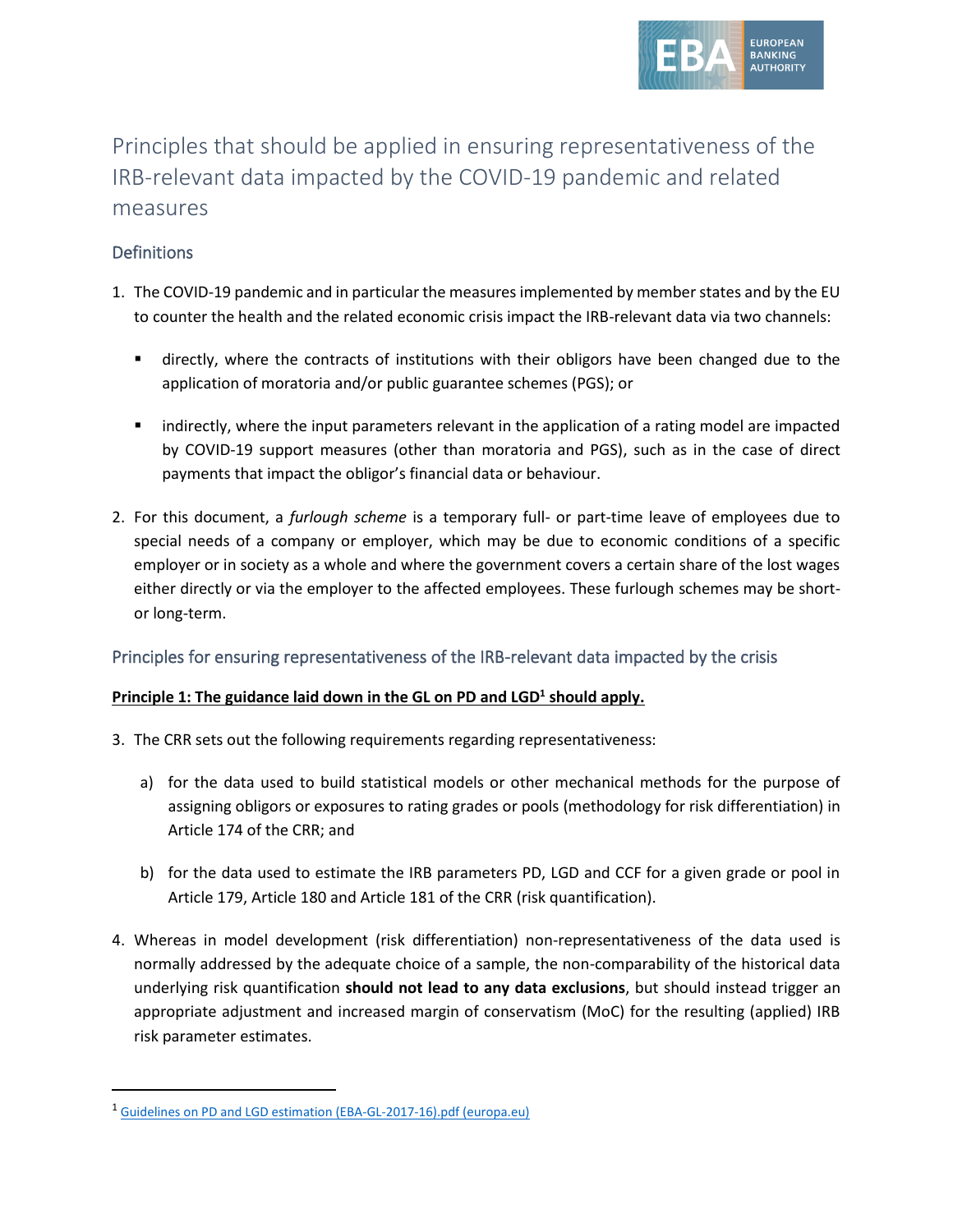# Principles that should be applied in ensuring representativeness of the IRB-relevant data impacted by the COVID-19 pandemic and related measures

## Definitions

1. The COVID-19 pandemic and in particular the measures implemented by member states and by the EU to counter the health and the related economic crisis impact the IRB-relevant data via two channels:

   - directly, where the contracts of institutions with their obligors have been changed due to the application of moratoria and/or public guarantee schemes (PGS); or
   - indirectly, where the input parameters relevant in the application of a rating model are impacted by COVID-19 support measures (other than moratoria and PGS), such as in the case of direct payments that impact the obligor's financial data or behaviour.

2. For this document, a *furlough scheme* is a temporary full- or part-time leave of employees due to special needs of a company or employer, which may be due to economic conditions of a specific employer or in society as a whole and where the government covers a certain share of the lost wages either directly or via the employer to the affected employees. These furlough schemes may be short- or long-term.

## Principles for ensuring representativeness of the IRB-relevant data impacted by the crisis

**Principle 1: The guidance laid down in the GL on PD and LGD[1] should apply.**

3. The CRR sets out the following requirements regarding representativeness:

   a) for the data used to build statistical models or other mechanical methods for the purpose of assigning obligors or exposures to rating grades or pools (methodology for risk differentiation) in Article 174 of the CRR; and

   b) for the data used to estimate the IRB parameters PD, LGD and CCF for a given grade or pool in Article 179, Article 180 and Article 181 of the CRR (risk quantification).

4. Whereas in model development (risk differentiation) non-representativeness of the data used is normally addressed by the adequate choice of a sample, the non-comparability of the historical data underlying risk quantification **should not lead to any data exclusions**, but should instead trigger an appropriate adjustment and increased margin of conservatism (MoC) for the resulting (applied) IRB risk parameter estimates.

---

[1] Guidelines on PD and LGD estimation (EBA-GL-2017-16).pdf (europa.eu)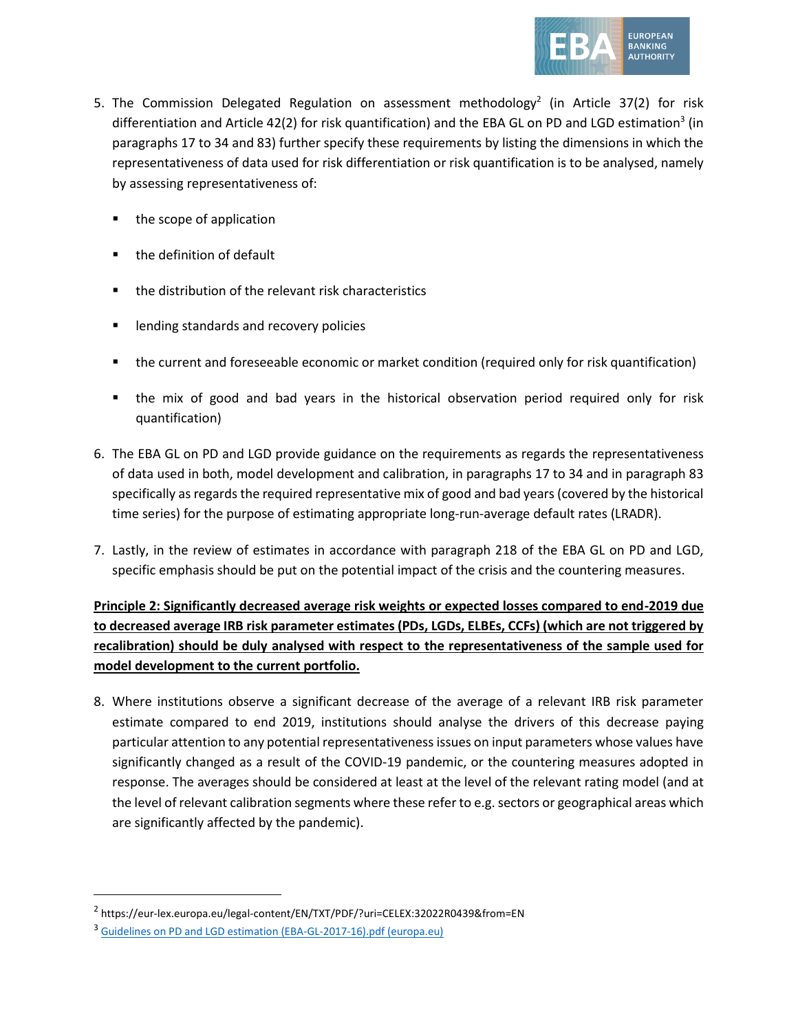5. The Commission Delegated Regulation on assessment methodology[2] (in Article 37(2) for risk differentiation and Article 42(2) for risk quantification) and the EBA GL on PD and LGD estimation[3] (in paragraphs 17 to 34 and 83) further specify these requirements by listing the dimensions in which the representativeness of data used for risk differentiation or risk quantification is to be analysed, namely by assessing representativeness of:

   - the scope of application
   - the definition of default
   - the distribution of the relevant risk characteristics
   - lending standards and recovery policies
   - the current and foreseeable economic or market condition (required only for risk quantification)
   - the mix of good and bad years in the historical observation period required only for risk quantification)

6. The EBA GL on PD and LGD provide guidance on the requirements as regards the representativeness of data used in both, model development and calibration, in paragraphs 17 to 34 and in paragraph 83 specifically as regards the required representative mix of good and bad years (covered by the historical time series) for the purpose of estimating appropriate long-run-average default rates (LRADR).

7. Lastly, in the review of estimates in accordance with paragraph 218 of the EBA GL on PD and LGD, specific emphasis should be put on the potential impact of the crisis and the countering measures.

**Principle 2: Significantly decreased average risk weights or expected losses compared to end-2019 due to decreased average IRB risk parameter estimates (PDs, LGDs, ELBEs, CCFs) (which are not triggered by recalibration) should be duly analysed with respect to the representativeness of the sample used for model development to the current portfolio.**

8. Where institutions observe a significant decrease of the average of a relevant IRB risk parameter estimate compared to end 2019, institutions should analyse the drivers of this decrease paying particular attention to any potential representativeness issues on input parameters whose values have significantly changed as a result of the COVID-19 pandemic, or the countering measures adopted in response. The averages should be considered at least at the level of the relevant rating model (and at the level of relevant calibration segments where these refer to e.g. sectors or geographical areas which are significantly affected by the pandemic).

---

[2] https://eur-lex.europa.eu/legal-content/EN/TXT/PDF/?uri=CELEX:32022R0439&from=EN

[3] Guidelines on PD and LGD estimation (EBA-GL-2017-16).pdf (europa.eu)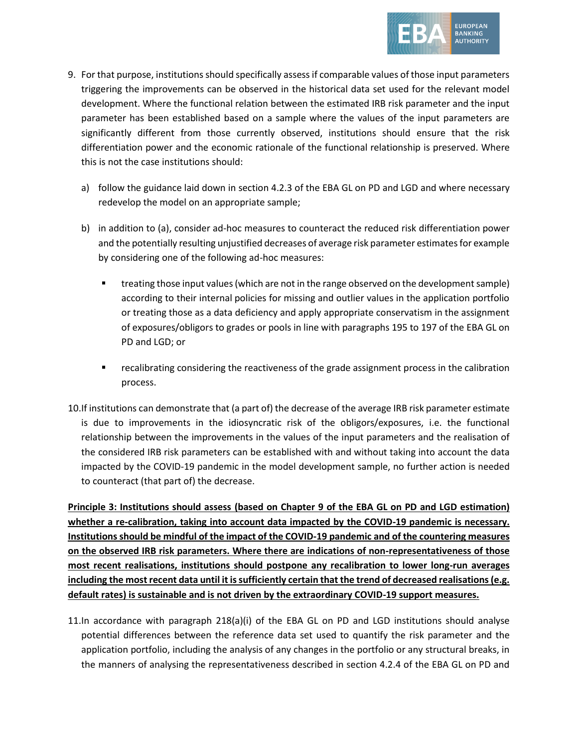9. For that purpose, institutions should specifically assess if comparable values of those input parameters triggering the improvements can be observed in the historical data set used for the relevant model development. Where the functional relation between the estimated IRB risk parameter and the input parameter has been established based on a sample where the values of the input parameters are significantly different from those currently observed, institutions should ensure that the risk differentiation power and the economic rationale of the functional relationship is preserved. Where this is not the case institutions should:

   a) follow the guidance laid down in section 4.2.3 of the EBA GL on PD and LGD and where necessary redevelop the model on an appropriate sample;

   b) in addition to (a), consider ad-hoc measures to counteract the reduced risk differentiation power and the potentially resulting unjustified decreases of average risk parameter estimates for example by considering one of the following ad-hoc measures:

      - treating those input values (which are not in the range observed on the development sample) according to their internal policies for missing and outlier values in the application portfolio or treating those as a data deficiency and apply appropriate conservatism in the assignment of exposures/obligors to grades or pools in line with paragraphs 195 to 197 of the EBA GL on PD and LGD; or

      - recalibrating considering the reactiveness of the grade assignment process in the calibration process.

10. If institutions can demonstrate that (a part of) the decrease of the average IRB risk parameter estimate is due to improvements in the idiosyncratic risk of the obligors/exposures, i.e. the functional relationship between the improvements in the values of the input parameters and the realisation of the considered IRB risk parameters can be established with and without taking into account the data impacted by the COVID-19 pandemic in the model development sample, no further action is needed to counteract (that part of) the decrease.

**Principle 3: Institutions should assess (based on Chapter 9 of the EBA GL on PD and LGD estimation) whether a re-calibration, taking into account data impacted by the COVID-19 pandemic is necessary. Institutions should be mindful of the impact of the COVID-19 pandemic and of the countering measures on the observed IRB risk parameters. Where there are indications of non-representativeness of those most recent realisations, institutions should postpone any recalibration to lower long-run averages including the most recent data until it is sufficiently certain that the trend of decreased realisations (e.g. default rates) is sustainable and is not driven by the extraordinary COVID-19 support measures.**

11. In accordance with paragraph 218(a)(i) of the EBA GL on PD and LGD institutions should analyse potential differences between the reference data set used to quantify the risk parameter and the application portfolio, including the analysis of any changes in the portfolio or any structural breaks, in the manners of analysing the representativeness described in section 4.2.4 of the EBA GL on PD and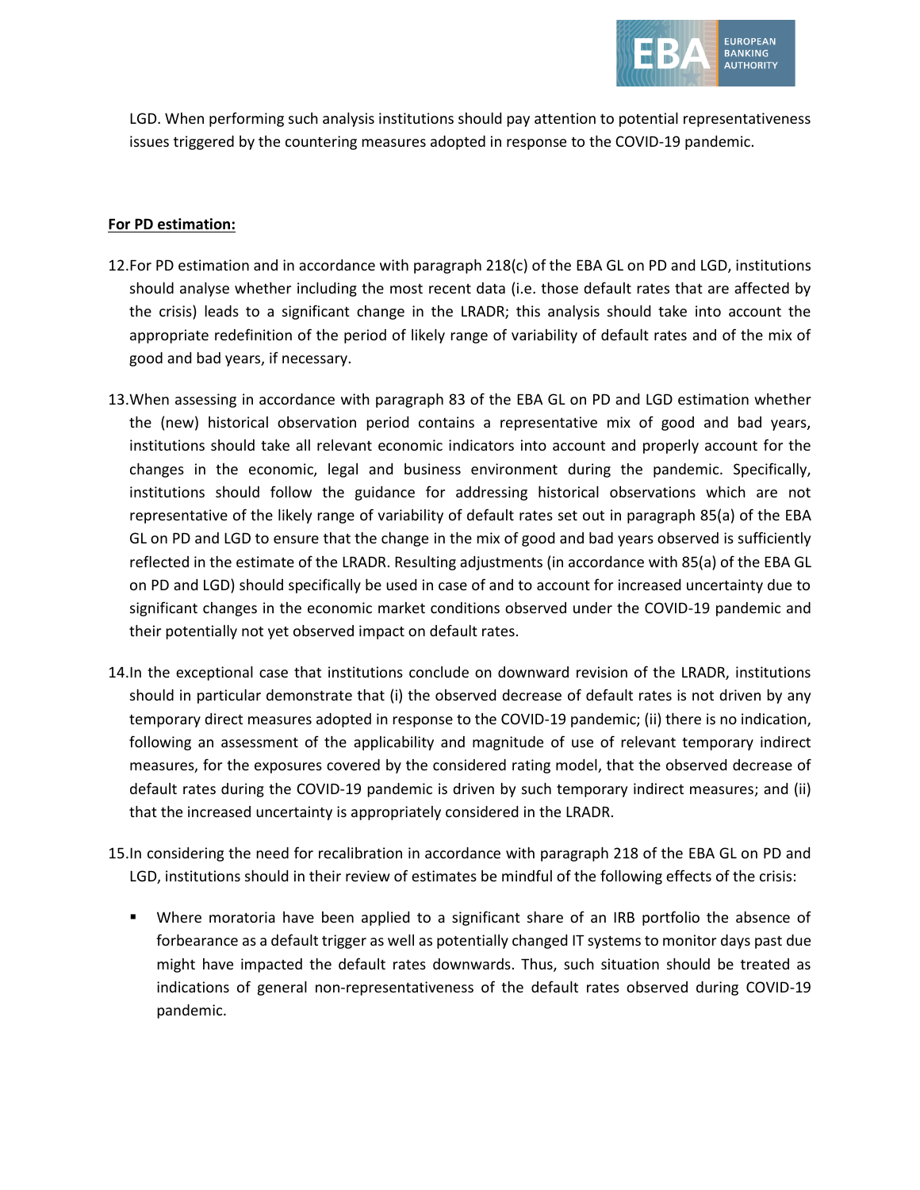LGD. When performing such analysis institutions should pay attention to potential representativeness issues triggered by the countering measures adopted in response to the COVID-19 pandemic.

**For PD estimation:**

12. For PD estimation and in accordance with paragraph 218(c) of the EBA GL on PD and LGD, institutions should analyse whether including the most recent data (i.e. those default rates that are affected by the crisis) leads to a significant change in the LRADR; this analysis should take into account the appropriate redefinition of the period of likely range of variability of default rates and of the mix of good and bad years, if necessary.

13. When assessing in accordance with paragraph 83 of the EBA GL on PD and LGD estimation whether the (new) historical observation period contains a representative mix of good and bad years, institutions should take all relevant economic indicators into account and properly account for the changes in the economic, legal and business environment during the pandemic. Specifically, institutions should follow the guidance for addressing historical observations which are not representative of the likely range of variability of default rates set out in paragraph 85(a) of the EBA GL on PD and LGD to ensure that the change in the mix of good and bad years observed is sufficiently reflected in the estimate of the LRADR. Resulting adjustments (in accordance with 85(a) of the EBA GL on PD and LGD) should specifically be used in case of and to account for increased uncertainty due to significant changes in the economic market conditions observed under the COVID-19 pandemic and their potentially not yet observed impact on default rates.

14. In the exceptional case that institutions conclude on downward revision of the LRADR, institutions should in particular demonstrate that (i) the observed decrease of default rates is not driven by any temporary direct measures adopted in response to the COVID-19 pandemic; (ii) there is no indication, following an assessment of the applicability and magnitude of use of relevant temporary indirect measures, for the exposures covered by the considered rating model, that the observed decrease of default rates during the COVID-19 pandemic is driven by such temporary indirect measures; and (ii) that the increased uncertainty is appropriately considered in the LRADR.

15. In considering the need for recalibration in accordance with paragraph 218 of the EBA GL on PD and LGD, institutions should in their review of estimates be mindful of the following effects of the crisis:

   - Where moratoria have been applied to a significant share of an IRB portfolio the absence of forbearance as a default trigger as well as potentially changed IT systems to monitor days past due might have impacted the default rates downwards. Thus, such situation should be treated as indications of general non-representativeness of the default rates observed during COVID-19 pandemic.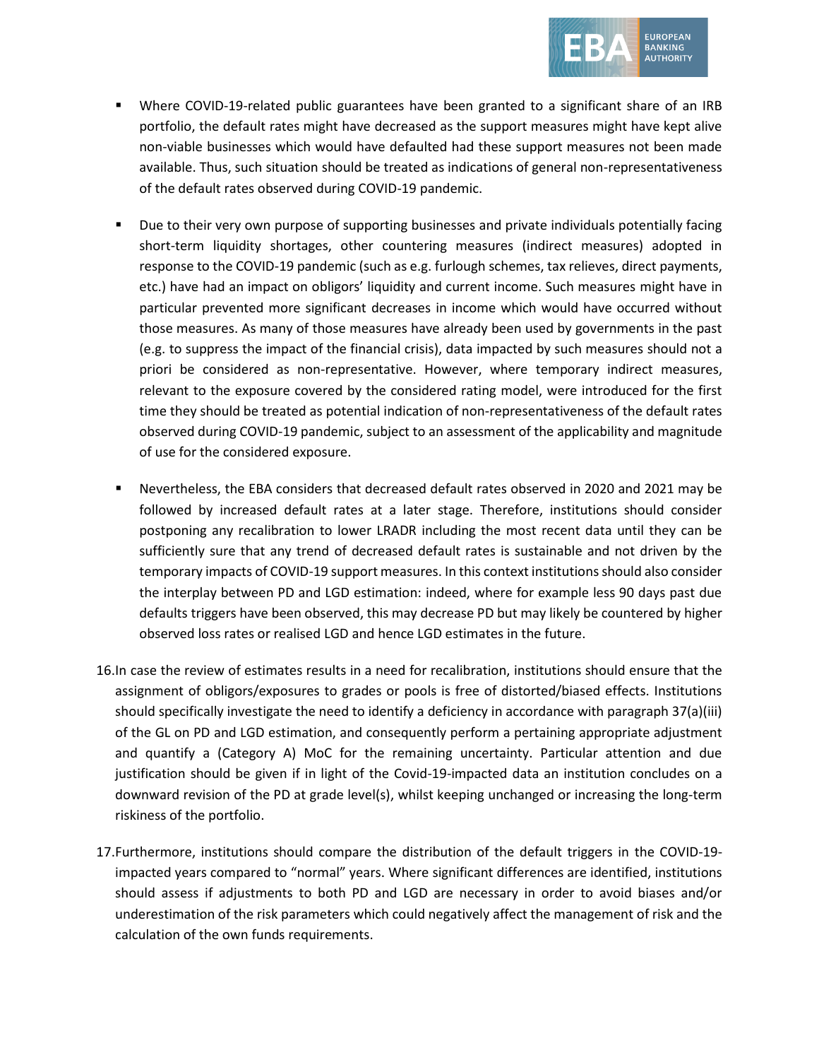- Where COVID-19-related public guarantees have been granted to a significant share of an IRB portfolio, the default rates might have decreased as the support measures might have kept alive non-viable businesses which would have defaulted had these support measures not been made available. Thus, such situation should be treated as indications of general non-representativeness of the default rates observed during COVID-19 pandemic.

- Due to their very own purpose of supporting businesses and private individuals potentially facing short-term liquidity shortages, other countering measures (indirect measures) adopted in response to the COVID-19 pandemic (such as e.g. furlough schemes, tax relieves, direct payments, etc.) have had an impact on obligors' liquidity and current income. Such measures might have in particular prevented more significant decreases in income which would have occurred without those measures. As many of those measures have already been used by governments in the past (e.g. to suppress the impact of the financial crisis), data impacted by such measures should not a priori be considered as non-representative. However, where temporary indirect measures, relevant to the exposure covered by the considered rating model, were introduced for the first time they should be treated as potential indication of non-representativeness of the default rates observed during COVID-19 pandemic, subject to an assessment of the applicability and magnitude of use for the considered exposure.

- Nevertheless, the EBA considers that decreased default rates observed in 2020 and 2021 may be followed by increased default rates at a later stage. Therefore, institutions should consider postponing any recalibration to lower LRADR including the most recent data until they can be sufficiently sure that any trend of decreased default rates is sustainable and not driven by the temporary impacts of COVID-19 support measures. In this context institutions should also consider the interplay between PD and LGD estimation: indeed, where for example less 90 days past due defaults triggers have been observed, this may decrease PD but may likely be countered by higher observed loss rates or realised LGD and hence LGD estimates in the future.

16. In case the review of estimates results in a need for recalibration, institutions should ensure that the assignment of obligors/exposures to grades or pools is free of distorted/biased effects. Institutions should specifically investigate the need to identify a deficiency in accordance with paragraph 37(a)(iii) of the GL on PD and LGD estimation, and consequently perform a pertaining appropriate adjustment and quantify a (Category A) MoC for the remaining uncertainty. Particular attention and due justification should be given if in light of the Covid-19-impacted data an institution concludes on a downward revision of the PD at grade level(s), whilst keeping unchanged or increasing the long-term riskiness of the portfolio.

17. Furthermore, institutions should compare the distribution of the default triggers in the COVID-19-impacted years compared to "normal" years. Where significant differences are identified, institutions should assess if adjustments to both PD and LGD are necessary in order to avoid biases and/or underestimation of the risk parameters which could negatively affect the management of risk and the calculation of the own funds requirements.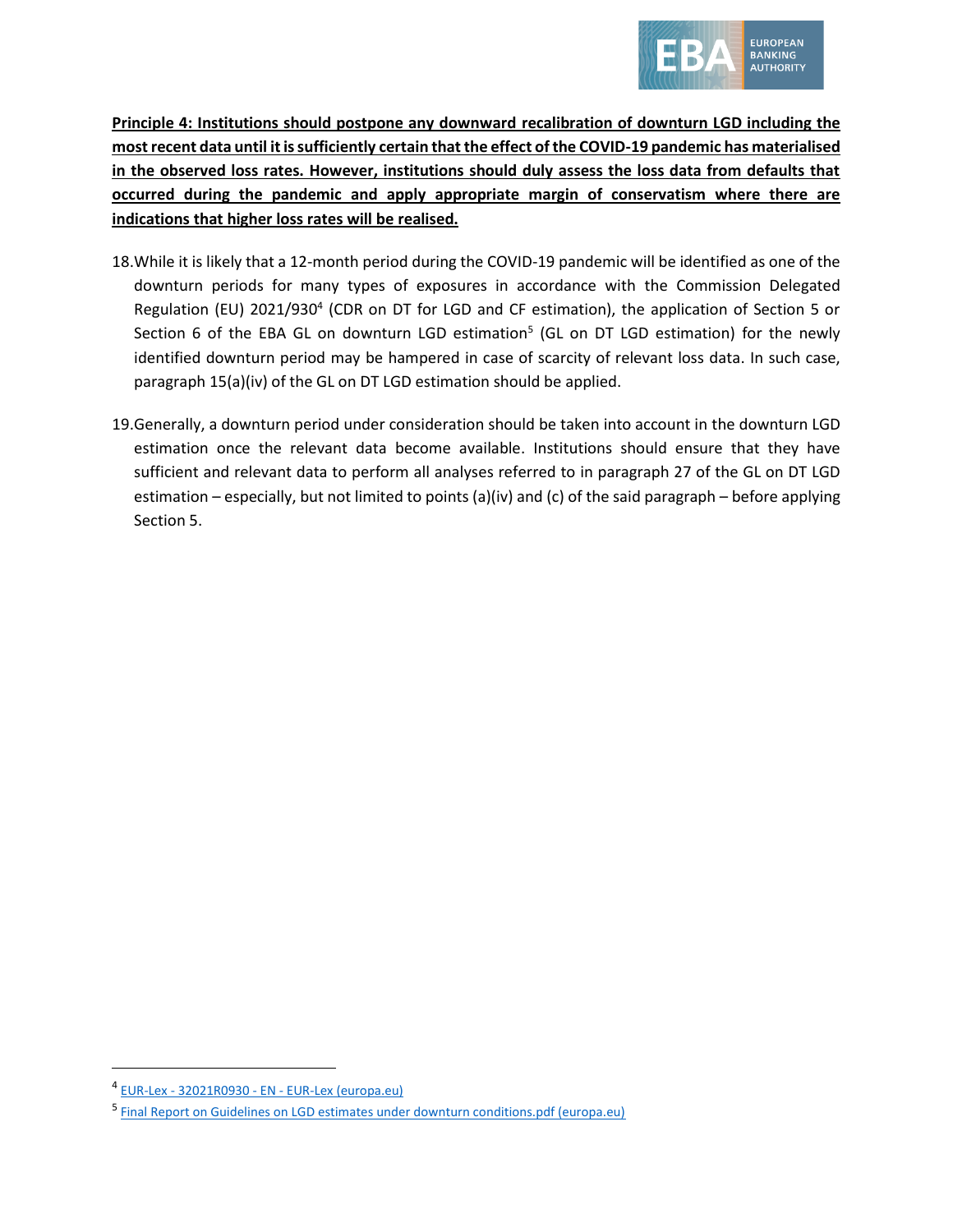**Principle 4: Institutions should postpone any downward recalibration of downturn LGD including the most recent data until it is sufficiently certain that the effect of the COVID-19 pandemic has materialised in the observed loss rates. However, institutions should duly assess the loss data from defaults that occurred during the pandemic and apply appropriate margin of conservatism where there are indications that higher loss rates will be realised.**

18. While it is likely that a 12-month period during the COVID-19 pandemic will be identified as one of the downturn periods for many types of exposures in accordance with the Commission Delegated Regulation (EU) 2021/930[4] (CDR on DT for LGD and CF estimation), the application of Section 5 or Section 6 of the EBA GL on downturn LGD estimation[5] (GL on DT LGD estimation) for the newly identified downturn period may be hampered in case of scarcity of relevant loss data. In such case, paragraph 15(a)(iv) of the GL on DT LGD estimation should be applied.

19. Generally, a downturn period under consideration should be taken into account in the downturn LGD estimation once the relevant data become available. Institutions should ensure that they have sufficient and relevant data to perform all analyses referred to in paragraph 27 of the GL on DT LGD estimation – especially, but not limited to points (a)(iv) and (c) of the said paragraph – before applying Section 5.

---

[4] EUR-Lex - 32021R0930 - EN - EUR-Lex (europa.eu)

[5] Final Report on Guidelines on LGD estimates under downturn conditions.pdf (europa.eu)